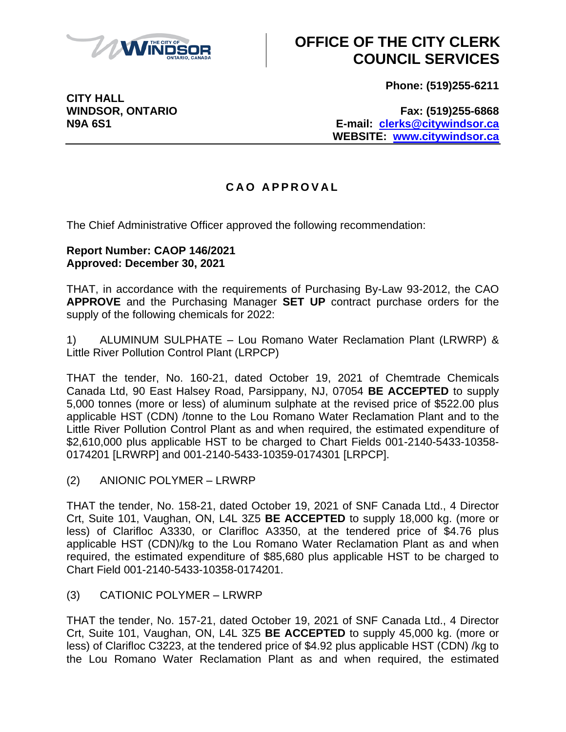# OFFICE OF THE CITY CLERK COUNCIL SERVICES

**CITY HALL**
**WINDSOR, ONTARIO**
**N9A 6S1**

**Phone: (519)255-6211**

**Fax: (519)255-6868**
**E-mail: clerks@citywindsor.ca**
**WEBSITE: www.citywindsor.ca**

---

## C A O  A P P R O V A L

The Chief Administrative Officer approved the following recommendation:

**Report Number: CAOP 146/2021**
**Approved: December 30, 2021**

THAT, in accordance with the requirements of Purchasing By-Law 93-2012, the CAO **APPROVE** and the Purchasing Manager **SET UP** contract purchase orders for the supply of the following chemicals for 2022:

1) ALUMINUM SULPHATE – Lou Romano Water Reclamation Plant (LRWRP) & Little River Pollution Control Plant (LRPCP)

THAT the tender, No. 160-21, dated October 19, 2021 of Chemtrade Chemicals Canada Ltd, 90 East Halsey Road, Parsippany, NJ, 07054 **BE ACCEPTED** to supply 5,000 tonnes (more or less) of aluminum sulphate at the revised price of $522.00 plus applicable HST (CDN) /tonne to the Lou Romano Water Reclamation Plant and to the Little River Pollution Control Plant as and when required, the estimated expenditure of $2,610,000 plus applicable HST to be charged to Chart Fields 001-2140-5433-10358-0174201 [LRWRP] and 001-2140-5433-10359-0174301 [LRPCP].

(2) ANIONIC POLYMER – LRWRP

THAT the tender, No. 158-21, dated October 19, 2021 of SNF Canada Ltd., 4 Director Crt, Suite 101, Vaughan, ON, L4L 3Z5 **BE ACCEPTED** to supply 18,000 kg. (more or less) of Clarifloc A3330, or Clarifloc A3350, at the tendered price of $4.76 plus applicable HST (CDN)/kg to the Lou Romano Water Reclamation Plant as and when required, the estimated expenditure of $85,680 plus applicable HST to be charged to Chart Field 001-2140-5433-10358-0174201.

(3) CATIONIC POLYMER – LRWRP

THAT the tender, No. 157-21, dated October 19, 2021 of SNF Canada Ltd., 4 Director Crt, Suite 101, Vaughan, ON, L4L 3Z5 **BE ACCEPTED** to supply 45,000 kg. (more or less) of Clarifloc C3223, at the tendered price of $4.92 plus applicable HST (CDN) /kg to the Lou Romano Water Reclamation Plant as and when required, the estimated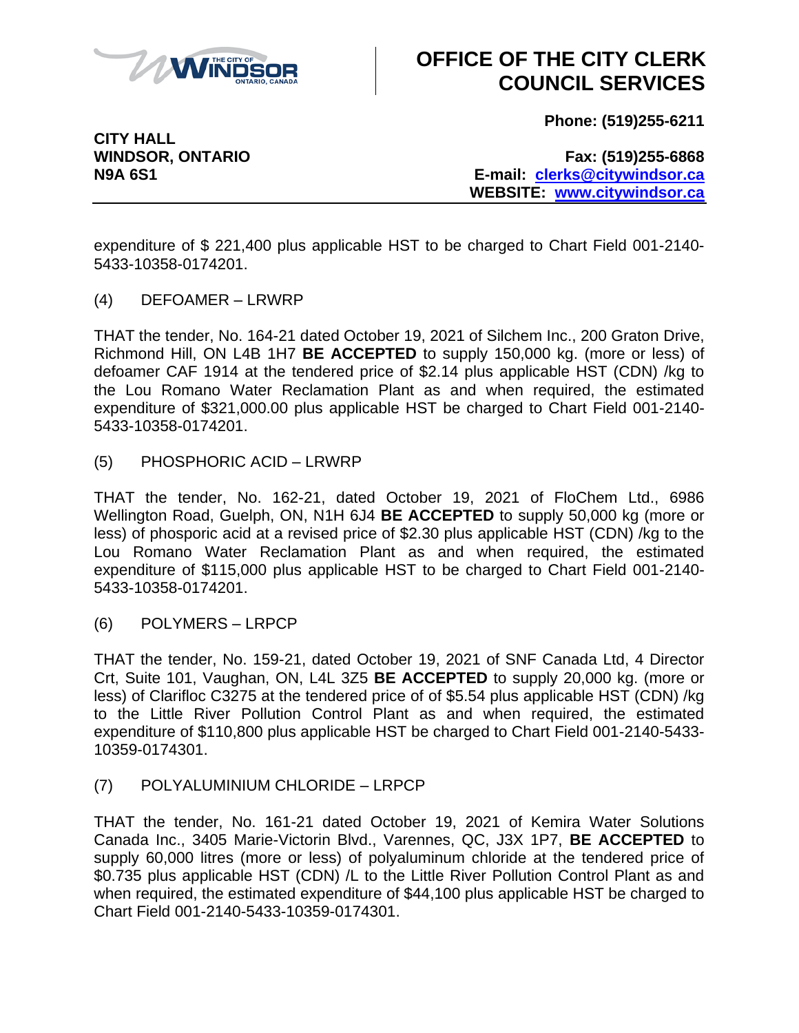expenditure of $ 221,400 plus applicable HST to be charged to Chart Field 001-2140-5433-10358-0174201.

(4) DEFOAMER – LRWRP

THAT the tender, No. 164-21 dated October 19, 2021 of Silchem Inc., 200 Graton Drive, Richmond Hill, ON L4B 1H7 **BE ACCEPTED** to supply 150,000 kg. (more or less) of defoamer CAF 1914 at the tendered price of $2.14 plus applicable HST (CDN) /kg to the Lou Romano Water Reclamation Plant as and when required, the estimated expenditure of $321,000.00 plus applicable HST be charged to Chart Field 001-2140-5433-10358-0174201.

(5) PHOSPHORIC ACID – LRWRP

THAT the tender, No. 162-21, dated October 19, 2021 of FloChem Ltd., 6986 Wellington Road, Guelph, ON, N1H 6J4 **BE ACCEPTED** to supply 50,000 kg (more or less) of phosporic acid at a revised price of $2.30 plus applicable HST (CDN) /kg to the Lou Romano Water Reclamation Plant as and when required, the estimated expenditure of $115,000 plus applicable HST to be charged to Chart Field 001-2140-5433-10358-0174201.

(6) POLYMERS – LRPCP

THAT the tender, No. 159-21, dated October 19, 2021 of SNF Canada Ltd, 4 Director Crt, Suite 101, Vaughan, ON, L4L 3Z5 **BE ACCEPTED** to supply 20,000 kg. (more or less) of Clarifloc C3275 at the tendered price of of $5.54 plus applicable HST (CDN) /kg to the Little River Pollution Control Plant as and when required, the estimated expenditure of $110,800 plus applicable HST be charged to Chart Field 001-2140-5433-10359-0174301.

(7) POLYALUMINIUM CHLORIDE – LRPCP

THAT the tender, No. 161-21 dated October 19, 2021 of Kemira Water Solutions Canada Inc., 3405 Marie-Victorin Blvd., Varennes, QC, J3X 1P7, **BE ACCEPTED** to supply 60,000 litres (more or less) of polyaluminum chloride at the tendered price of $0.735 plus applicable HST (CDN) /L to the Little River Pollution Control Plant as and when required, the estimated expenditure of $44,100 plus applicable HST be charged to Chart Field 001-2140-5433-10359-0174301.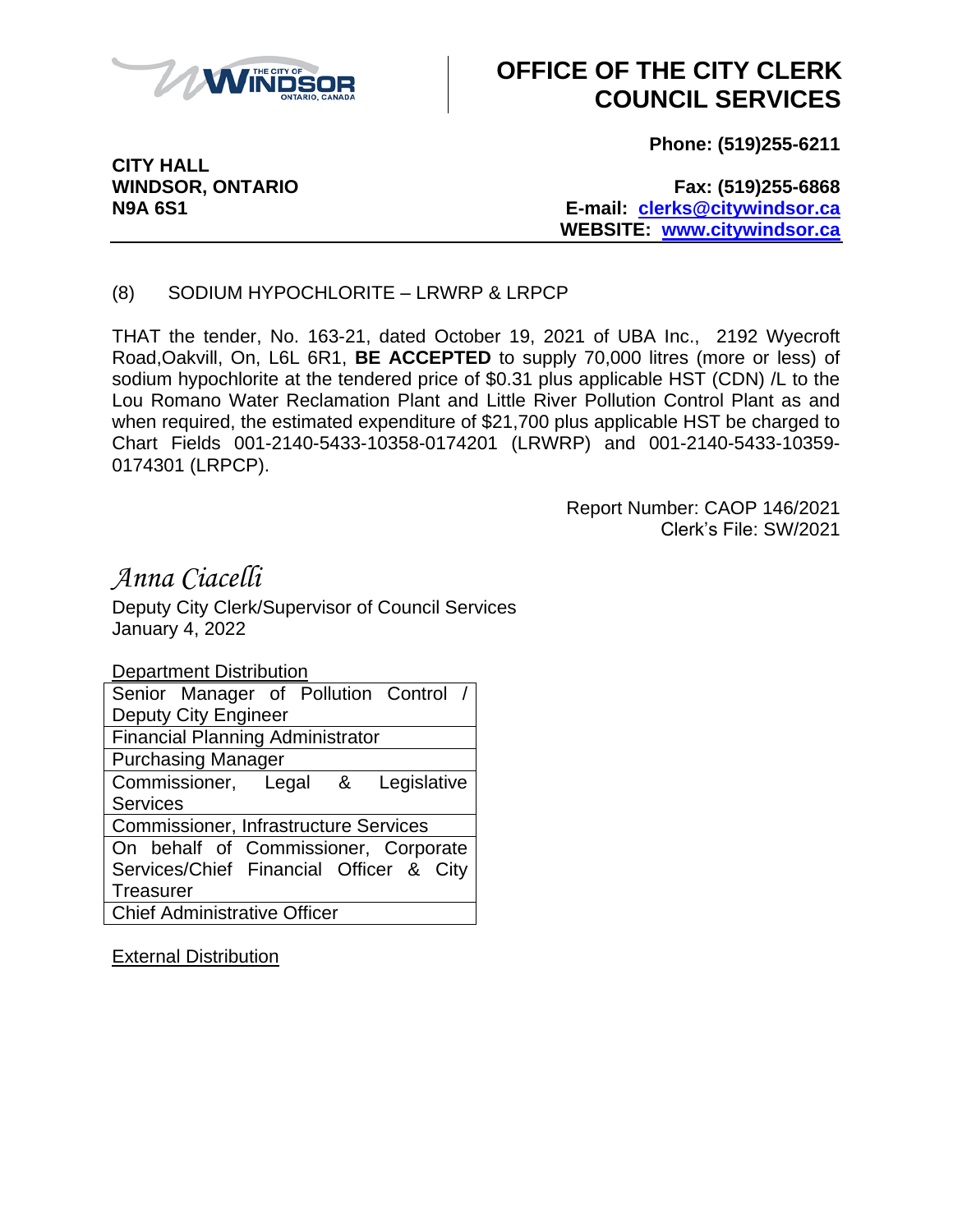**OFFICE OF THE CITY CLERK**
**COUNCIL SERVICES**

**Phone: (519)255-6211**

**CITY HALL**
**WINDSOR, ONTARIO**
**N9A 6S1**

**Fax: (519)255-6868**
**E-mail: clerks@citywindsor.ca**
**WEBSITE: www.citywindsor.ca**

---

(8) SODIUM HYPOCHLORITE – LRWRP & LRPCP

THAT the tender, No. 163-21, dated October 19, 2021 of UBA Inc., 2192 Wyecroft Road,Oakvill, On, L6L 6R1, **BE ACCEPTED** to supply 70,000 litres (more or less) of sodium hypochlorite at the tendered price of $0.31 plus applicable HST (CDN) /L to the Lou Romano Water Reclamation Plant and Little River Pollution Control Plant as and when required, the estimated expenditure of $21,700 plus applicable HST be charged to Chart Fields 001-2140-5433-10358-0174201 (LRWRP) and 001-2140-5433-10359-0174301 (LRPCP).

Report Number: CAOP 146/2021
Clerk's File: SW/2021

*Anna Ciacelli*
Deputy City Clerk/Supervisor of Council Services
January 4, 2022

Department Distribution

| |
|---|
| Senior Manager of Pollution Control / Deputy City Engineer |
| Financial Planning Administrator |
| Purchasing Manager |
| Commissioner, Legal & Legislative Services |
| Commissioner, Infrastructure Services |
| On behalf of Commissioner, Corporate Services/Chief Financial Officer & City Treasurer |
| Chief Administrative Officer |

External Distribution